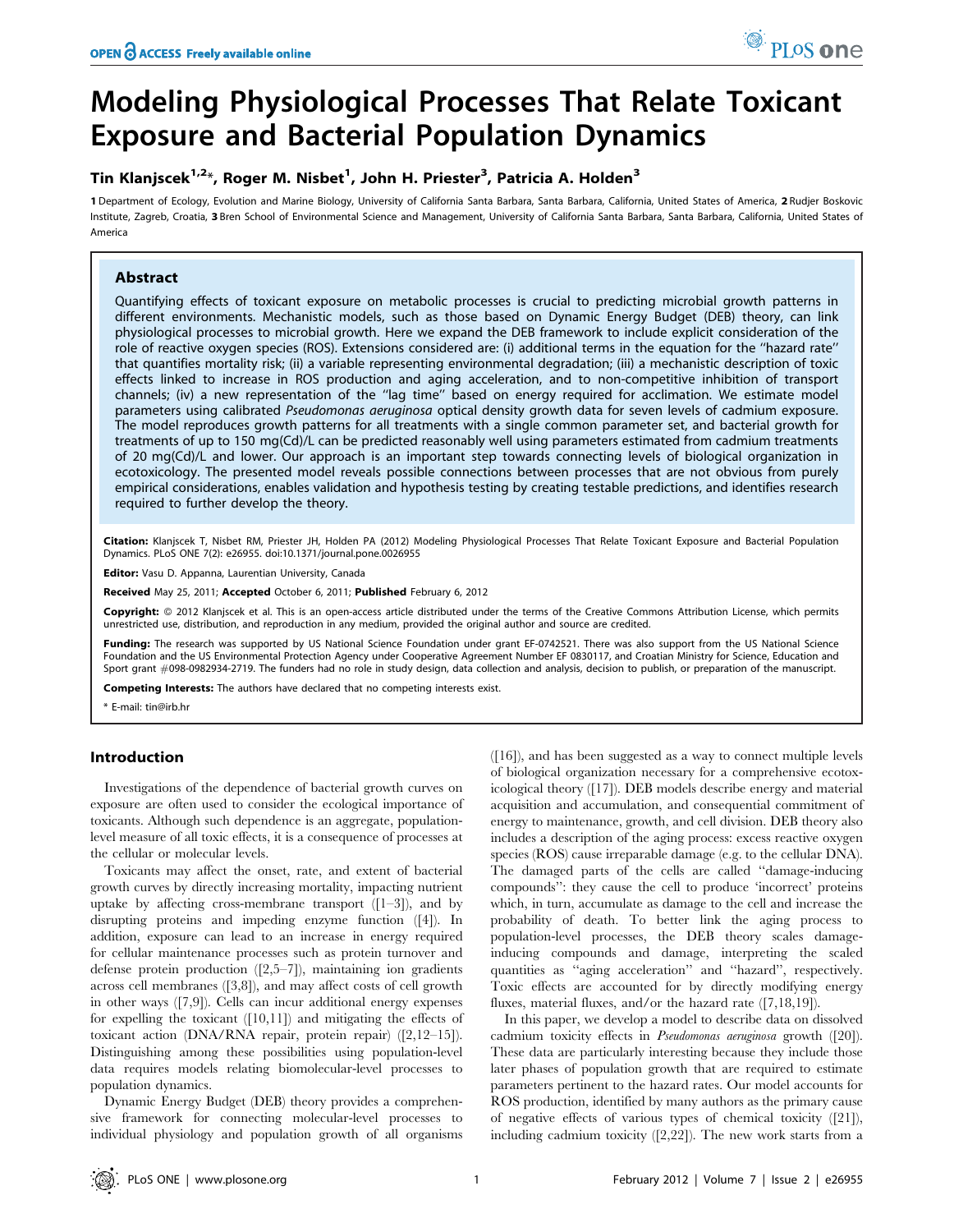# Modeling Physiological Processes That Relate Toxicant Exposure and Bacterial Population Dynamics

**Tin Klanjscek[1,2]*, Roger M. Nisbet[1], John H. Priester[3], Patricia A. Holden[3]**

**1** Department of Ecology, Evolution and Marine Biology, University of California Santa Barbara, Santa Barbara, California, United States of America, **2** Rudjer Boskovic Institute, Zagreb, Croatia, **3** Bren School of Environmental Science and Management, University of California Santa Barbara, Santa Barbara, California, United States of America

## Abstract

Quantifying effects of toxicant exposure on metabolic processes is crucial to predicting microbial growth patterns in different environments. Mechanistic models, such as those based on Dynamic Energy Budget (DEB) theory, can link physiological processes to microbial growth. Here we expand the DEB framework to include explicit consideration of the role of reactive oxygen species (ROS). Extensions considered are: (i) additional terms in the equation for the "hazard rate" that quantifies mortality risk; (ii) a variable representing environmental degradation; (iii) a mechanistic description of toxic effects linked to increase in ROS production and aging acceleration, and to non-competitive inhibition of transport channels; (iv) a new representation of the "lag time" based on energy required for acclimation. We estimate model parameters using calibrated *Pseudomonas aeruginosa* optical density growth data for seven levels of cadmium exposure. The model reproduces growth patterns for all treatments with a single common parameter set, and bacterial growth for treatments of up to 150 mg(Cd)/L can be predicted reasonably well using parameters estimated from cadmium treatments of 20 mg(Cd)/L and lower. Our approach is an important step towards connecting levels of biological organization in ecotoxicology. The presented model reveals possible connections between processes that are not obvious from purely empirical considerations, enables validation and hypothesis testing by creating testable predictions, and identifies research required to further develop the theory.

**Citation:** Klanjscek T, Nisbet RM, Priester JH, Holden PA (2012) Modeling Physiological Processes That Relate Toxicant Exposure and Bacterial Population Dynamics. PLoS ONE 7(2): e26955. doi:10.1371/journal.pone.0026955

**Editor:** Vasu D. Appanna, Laurentian University, Canada

**Received** May 25, 2011; **Accepted** October 6, 2011; **Published** February 6, 2012

**Copyright:** © 2012 Klanjscek et al. This is an open-access article distributed under the terms of the Creative Commons Attribution License, which permits unrestricted use, distribution, and reproduction in any medium, provided the original author and source are credited.

**Funding:** The research was supported by US National Science Foundation under grant EF-0742521. There was also support from the US National Science Foundation and the US Environmental Protection Agency under Cooperative Agreement Number EF 0830117, and Croatian Ministry for Science, Education and Sport grant #098-0982934-2719. The funders had no role in study design, data collection and analysis, decision to publish, or preparation of the manuscript.

**Competing Interests:** The authors have declared that no competing interests exist.

\* E-mail: tin@irb.hr

## Introduction

Investigations of the dependence of bacterial growth curves on exposure are often used to consider the ecological importance of toxicants. Although such dependence is an aggregate, population-level measure of all toxic effects, it is a consequence of processes at the cellular or molecular levels.

Toxicants may affect the onset, rate, and extent of bacterial growth curves by directly increasing mortality, impacting nutrient uptake by affecting cross-membrane transport ([1–3]), and by disrupting proteins and impeding enzyme function ([4]). In addition, exposure can lead to an increase in energy required for cellular maintenance processes such as protein turnover and defense protein production ([2,5–7]), maintaining ion gradients across cell membranes ([3,8]), and may affect costs of cell growth in other ways ([7,9]). Cells can incur additional energy expenses for expelling the toxicant ([10,11]) and mitigating the effects of toxicant action (DNA/RNA repair, protein repair) ([2,12–15]). Distinguishing among these possibilities using population-level data requires models relating biomolecular-level processes to population dynamics.

Dynamic Energy Budget (DEB) theory provides a comprehensive framework for connecting molecular-level processes to individual physiology and population growth of all organisms ([16]), and has been suggested as a way to connect multiple levels of biological organization necessary for a comprehensive ecotoxicological theory ([17]). DEB models describe energy and material acquisition and accumulation, and consequential commitment of energy to maintenance, growth, and cell division. DEB theory also includes a description of the aging process: excess reactive oxygen species (ROS) cause irreparable damage (e.g. to the cellular DNA). The damaged parts of the cells are called "damage-inducing compounds": they cause the cell to produce 'incorrect' proteins which, in turn, accumulate as damage to the cell and increase the probability of death. To better link the aging process to population-level processes, the DEB theory scales damage-inducing compounds and damage, interpreting the scaled quantities as "aging acceleration" and "hazard", respectively. Toxic effects are accounted for by directly modifying energy fluxes, material fluxes, and/or the hazard rate ([7,18,19]).

In this paper, we develop a model to describe data on dissolved cadmium toxicity effects in *Pseudomonas aeruginosa* growth ([20]). These data are particularly interesting because they include those later phases of population growth that are required to estimate parameters pertinent to the hazard rates. Our model accounts for ROS production, identified by many authors as the primary cause of negative effects of various types of chemical toxicity ([21]), including cadmium toxicity ([2,22]). The new work starts from a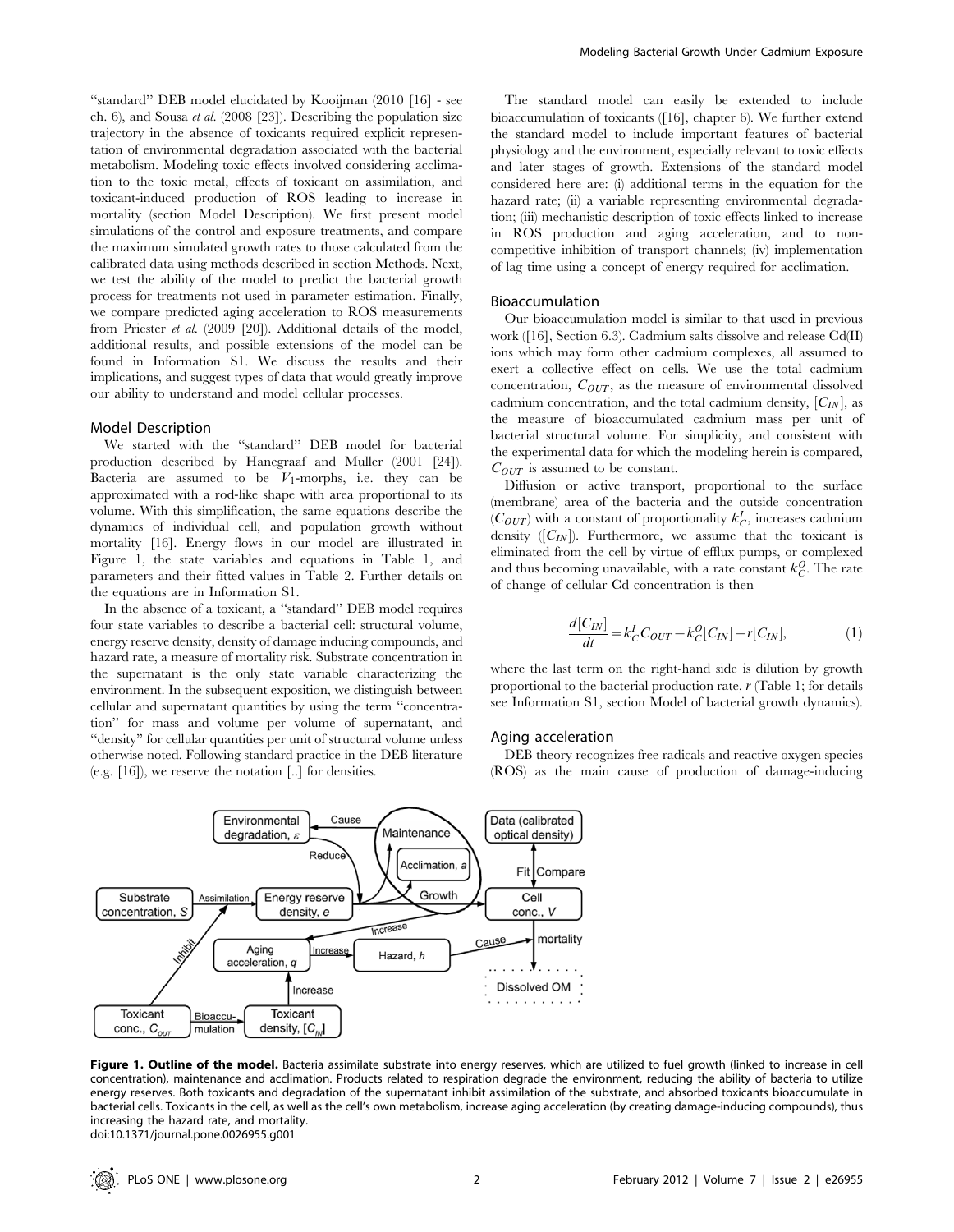"standard" DEB model elucidated by Kooijman (2010 [16] - see ch. 6), and Sousa *et al.* (2008 [23]). Describing the population size trajectory in the absence of toxicants required explicit representation of environmental degradation associated with the bacterial metabolism. Modeling toxic effects involved considering acclimation to the toxic metal, effects of toxicant on assimilation, and toxicant-induced production of ROS leading to increase in mortality (section Model Description). We first present model simulations of the control and exposure treatments, and compare the maximum simulated growth rates to those calculated from the calibrated data using methods described in section Methods. Next, we test the ability of the model to predict the bacterial growth process for treatments not used in parameter estimation. Finally, we compare predicted aging acceleration to ROS measurements from Priester *et al.* (2009 [20]). Additional details of the model, additional results, and possible extensions of the model can be found in Information S1. We discuss the results and their implications, and suggest types of data that would greatly improve our ability to understand and model cellular processes.

## Model Description

We started with the "standard" DEB model for bacterial production described by Hanegraaf and Muller (2001 [24]). Bacteria are assumed to be $V_1$-morphs, i.e. they can be approximated with a rod-like shape with area proportional to its volume. With this simplification, the same equations describe the dynamics of individual cell, and population growth without mortality [16]. Energy flows in our model are illustrated in Figure 1, the state variables and equations in Table 1, and parameters and their fitted values in Table 2. Further details on the equations are in Information S1.

In the absence of a toxicant, a "standard" DEB model requires four state variables to describe a bacterial cell: structural volume, energy reserve density, density of damage inducing compounds, and hazard rate, a measure of mortality risk. Substrate concentration in the supernatant is the only state variable characterizing the environment. In the subsequent exposition, we distinguish between cellular and supernatant quantities by using the term "concentration" for mass and volume per volume of supernatant, and "density" for cellular quantities per unit of structural volume unless otherwise noted. Following standard practice in the DEB literature (e.g. [16]), we reserve the notation [..] for densities.

The standard model can easily be extended to include bioaccumulation of toxicants ([16], chapter 6). We further extend the standard model to include important features of bacterial physiology and the environment, especially relevant to toxic effects and later stages of growth. Extensions of the standard model considered here are: (i) additional terms in the equation for the hazard rate; (ii) a variable representing environmental degradation; (iii) mechanistic description of toxic effects linked to increase in ROS production and aging acceleration, and to non-competitive inhibition of transport channels; (iv) implementation of lag time using a concept of energy required for acclimation.

### Bioaccumulation

Our bioaccumulation model is similar to that used in previous work ([16], Section 6.3). Cadmium salts dissolve and release Cd(II) ions which may form other cadmium complexes, all assumed to exert a collective effect on cells. We use the total cadmium concentration, $C_{OUT}$, as the measure of environmental dissolved cadmium concentration, and the total cadmium density, $[C_{IN}]$, as the measure of bioaccumulated cadmium mass per unit of bacterial structural volume. For simplicity, and consistent with the experimental data for which the modeling herein is compared, $C_{OUT}$ is assumed to be constant.

Diffusion or active transport, proportional to the surface (membrane) area of the bacteria and the outside concentration ($C_{OUT}$) with a constant of proportionality $k_C^I$, increases cadmium density ($[C_{IN}]$). Furthermore, we assume that the toxicant is eliminated from the cell by virtue of efflux pumps, or complexed and thus becoming unavailable, with a rate constant $k_C^O$. The rate of change of cellular Cd concentration is then

$$\frac{d[C_{IN}]}{dt} = k_C^I C_{OUT} - k_C^O [C_{IN}] - r[C_{IN}], \tag{1}$$

where the last term on the right-hand side is dilution by growth proportional to the bacterial production rate, $r$ (Table 1; for details see Information S1, section Model of bacterial growth dynamics).

### Aging acceleration

DEB theory recognizes free radicals and reactive oxygen species (ROS) as the main cause of production of damage-inducing

**Figure 1. Outline of the model.** Bacteria assimilate substrate into energy reserves, which are utilized to fuel growth (linked to increase in cell concentration), maintenance and acclimation. Products related to respiration degrade the environment, reducing the ability of bacteria to utilize energy reserves. Both toxicants and degradation of the supernatant inhibit assimilation of the substrate, and absorbed toxicants bioaccumulate in bacterial cells. Toxicants in the cell, as well as the cell's own metabolism, increase aging acceleration (by creating damage-inducing compounds), thus increasing the hazard rate, and mortality.
doi:10.1371/journal.pone.0026955.g001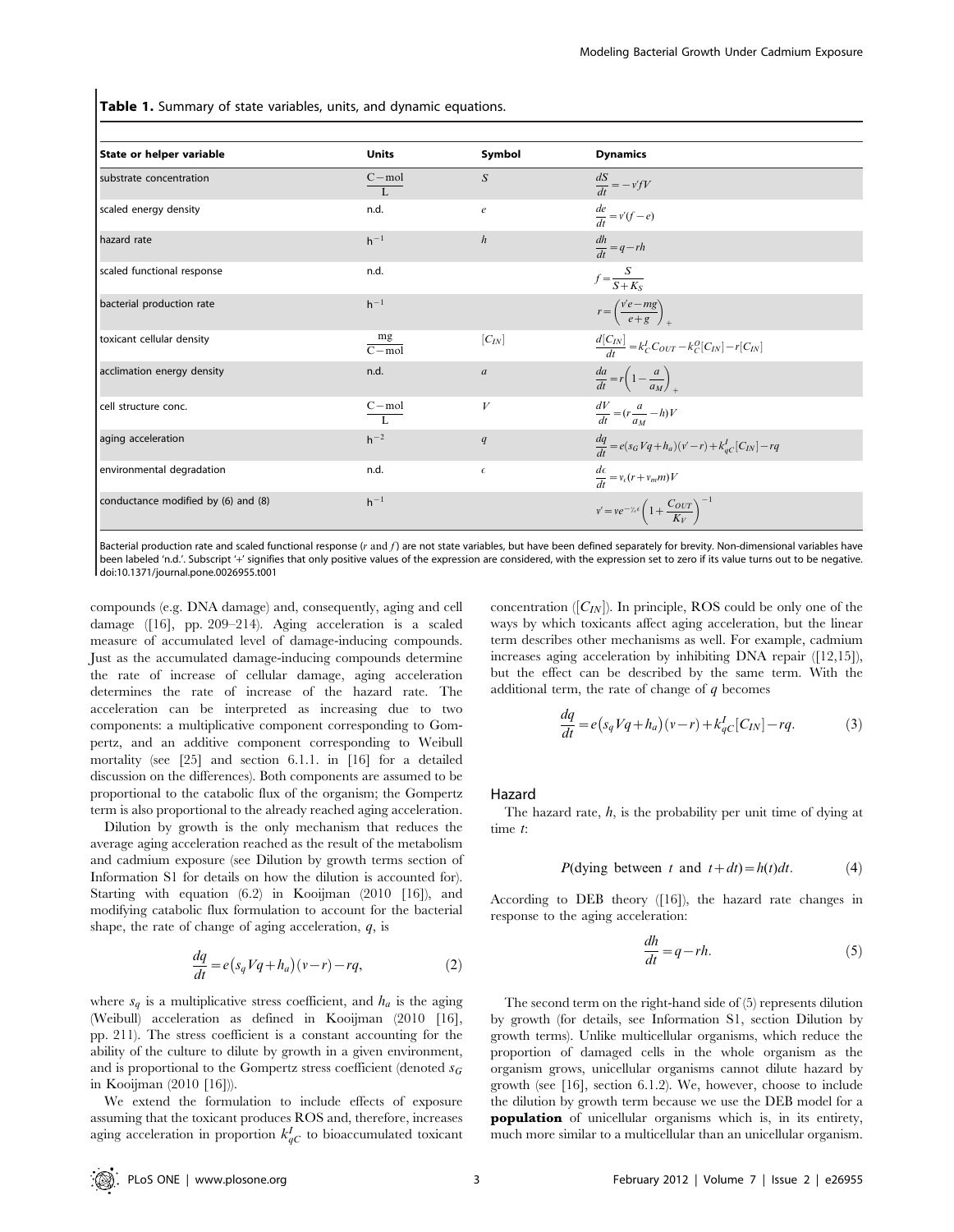**Table 1.** Summary of state variables, units, and dynamic equations.

| State or helper variable | Units | Symbol | Dynamics |
|---|---|---|---|
| substrate concentration | $\frac{C-\text{mol}}{L}$ | $S$ | $\frac{dS}{dt}=-v'fV$ |
| scaled energy density | n.d. | $e$ | $\frac{de}{dt}=v'(f-e)$ |
| hazard rate | $h^{-1}$ | $h$ | $\frac{dh}{dt}=q-rh$ |
| scaled functional response | n.d. | | $f=\frac{S}{S+K_S}$ |
| bacterial production rate | $h^{-1}$ | | $r=\left(\frac{v'e-mg}{e+g}\right)_+$ |
| toxicant cellular density | $\frac{\text{mg}}{C-\text{mol}}$ | $[C_{IN}]$ | $\frac{d[C_{IN}]}{dt}=k_C^I C_{OUT}-k_C^O[C_{IN}]-r[C_{IN}]$ |
| acclimation energy density | n.d. | $a$ | $\frac{da}{dt}=r\left(1-\frac{a}{a_M}\right)_+$ |
| cell structure conc. | $\frac{C-\text{mol}}{L}$ | $V$ | $\frac{dV}{dt}=(r\frac{a}{a_M}-h)V$ |
| aging acceleration | $h^{-2}$ | $q$ | $\frac{dq}{dt}=e(s_G Vq+h_a)(v'-r)+k_{qC}^I[C_{IN}]-rq$ |
| environmental degradation | n.d. | $\epsilon$ | $\frac{d\epsilon}{dt}=v_\epsilon(r+v_m m)V$ |
| conductance modified by (6) and (8) | $h^{-1}$ | | $v'=ve^{-\gamma_\epsilon \epsilon}\left(1+\frac{C_{OUT}}{K_V}\right)^{-1}$ |

Bacterial production rate and scaled functional response ($r$ and $f$) are not state variables, but have been defined separately for brevity. Non-dimensional variables have been labeled 'n.d.'. Subscript '+' signifies that only positive values of the expression are considered, with the expression set to zero if its value turns out to be negative.
doi:10.1371/journal.pone.0026955.t001

compounds (e.g. DNA damage) and, consequently, aging and cell damage ([16], pp. 209–214). Aging acceleration is a scaled measure of accumulated level of damage-inducing compounds. Just as the accumulated damage-inducing compounds determine the rate of increase of cellular damage, aging acceleration determines the rate of increase of the hazard rate. The acceleration can be interpreted as increasing due to two components: a multiplicative component corresponding to Gompertz, and an additive component corresponding to Weibull mortality (see [25] and section 6.1.1. in [16] for a detailed discussion on the differences). Both components are assumed to be proportional to the catabolic flux of the organism; the Gompertz term is also proportional to the already reached aging acceleration.

Dilution by growth is the only mechanism that reduces the average aging acceleration reached as the result of the metabolism and cadmium exposure (see Dilution by growth terms section of Information S1 for details on how the dilution is accounted for). Starting with equation (6.2) in Kooijman (2010 [16]), and modifying catabolic flux formulation to account for the bacterial shape, the rate of change of aging acceleration, $q$, is

$$\frac{dq}{dt}=e\left(s_q Vq+h_a\right)(v-r)-rq, \tag{2}$$

where $s_q$ is a multiplicative stress coefficient, and $h_a$ is the aging (Weibull) acceleration as defined in Kooijman (2010 [16], pp. 211). The stress coefficient is a constant accounting for the ability of the culture to dilute by growth in a given environment, and is proportional to the Gompertz stress coefficient (denoted $s_G$ in Kooijman (2010 [16])).

We extend the formulation to include effects of exposure assuming that the toxicant produces ROS and, therefore, increases aging acceleration in proportion $k_{qC}^I$ to bioaccumulated toxicant concentration ($[C_{IN}]$). In principle, ROS could be only one of the ways by which toxicants affect aging acceleration, but the linear term describes other mechanisms as well. For example, cadmium increases aging acceleration by inhibiting DNA repair ([12,15]), but the effect can be described by the same term. With the additional term, the rate of change of $q$ becomes

$$\frac{dq}{dt}=e\left(s_q Vq+h_a\right)(v-r)+k_{qC}^I[C_{IN}]-rq. \tag{3}$$

## Hazard

The hazard rate, $h$, is the probability per unit time of dying at time $t$:

$$P(\text{dying between } t \text{ and } t+dt)=h(t)dt. \tag{4}$$

According to DEB theory ([16]), the hazard rate changes in response to the aging acceleration:

$$\frac{dh}{dt}=q-rh. \tag{5}$$

The second term on the right-hand side of (5) represents dilution by growth (for details, see Information S1, section Dilution by growth terms). Unlike multicellular organisms, which reduce the proportion of damaged cells in the whole organism as the organism grows, unicellular organisms cannot dilute hazard by growth (see [16], section 6.1.2). We, however, choose to include the dilution by growth term because we use the DEB model for a **population** of unicellular organisms which is, in its entirety, much more similar to a multicellular than an unicellular organism.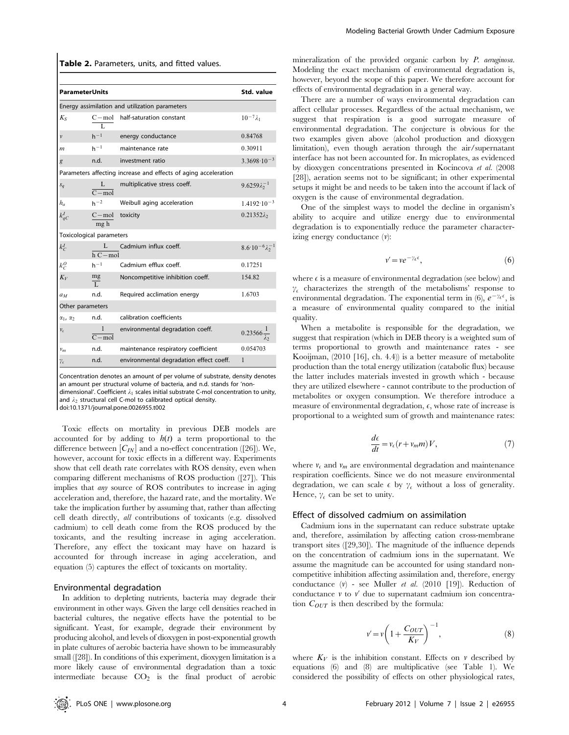**Table 2.** Parameters, units, and fitted values.

| Parameter | Units | | Std. value |
|---|---|---|---|
| Energy assimilation and utilization parameters | | | |
| $K_S$ | $\frac{C-\text{mol}}{L}$ | half-saturation constant | $10^{-7}\lambda_1$ |
| $v$ | $h^{-1}$ | energy conductance | 0.84768 |
| $m$ | $h^{-1}$ | maintenance rate | 0.30911 |
| $g$ | n.d. | investment ratio | $3.3698 \cdot 10^{-3}$ |
| Parameters affecting increase and effects of aging acceleration | | | |
| $s_q$ | $\frac{L}{C-\text{mol}}$ | multiplicative stress coeff. | $9.6259\lambda_2^{-1}$ |
| $h_a$ | $h^{-2}$ | Weibull aging acceleration | $1.4192 \cdot 10^{-3}$ |
| $k_{qC}^I$ | $\frac{C-\text{mol}}{\text{mg h}}$ | toxicity | $0.21352\lambda_2$ |
| Toxicological parameters | | | |
| $k_C^I$ | $\frac{L}{h\,C-\text{mol}}$ | Cadmium influx coeff. | $8.6 \cdot 10^{-6}\lambda_2^{-1}$ |
| $k_C^O$ | $h^{-1}$ | Cadmium efflux coeff. | 0.17251 |
| $K_V$ | $\frac{\text{mg}}{L}$ | Noncompetitive inhibition coeff. | 154.82 |
| $a_M$ | n.d. | Required acclimation energy | 1.6703 |
| Other parameters | | | |
| $\alpha_1, \alpha_2$ | n.d. | calibration coefficients | |
| $v_\epsilon$ | $\frac{1}{C-\text{mol}}$ | environmental degradation coeff. | $0.23566\frac{1}{\lambda_2}$ |
| $v_m$ | n.d. | maintenance respiratory coefficient | 0.054703 |
| $\gamma_\epsilon$ | n.d. | environmental degradation effect coeff. | 1 |

Concentration denotes an amount of per volume of substrate, density denotes an amount per structural volume of bacteria, and n.d. stands for 'non-dimensional'. Coefficient $\lambda_1$ scales initial substrate C-mol concentration to unity, and $\lambda_2$ structural cell C-mol to calibrated optical density.
doi:10.1371/journal.pone.0026955.t002

Toxic effects on mortality in previous DEB models are accounted for by adding to $h(t)$ a term proportional to the difference between $[C_{IN}]$ and a no-effect concentration ([26]). We, however, account for toxic effects in a different way. Experiments show that cell death rate correlates with ROS density, even when comparing different mechanisms of ROS production ([27]). This implies that *any* source of ROS contributes to increase in aging acceleration and, therefore, the hazard rate, and the mortality. We take the implication further by assuming that, rather than affecting cell death directly, *all* contributions of toxicants (e.g. dissolved cadmium) to cell death come from the ROS produced by the toxicants, and the resulting increase in aging acceleration. Therefore, any effect the toxicant may have on hazard is accounted for through increase in aging acceleration, and equation (5) captures the effect of toxicants on mortality.

### Environmental degradation

In addition to depleting nutrients, bacteria may degrade their environment in other ways. Given the large cell densities reached in bacterial cultures, the negative effects have the potential to be significant. Yeast, for example, degrade their environment by producing alcohol, and levels of dioxygen in post-exponential growth in plate cultures of aerobic bacteria have shown to be immeasurably small ([28]). In conditions of this experiment, dioxygen limitation is a more likely cause of environmental degradation than a toxic intermediate because $CO_2$ is the final product of aerobic mineralization of the provided organic carbon by *P. aeruginosa*. Modeling the exact mechanism of environmental degradation is, however, beyond the scope of this paper. We therefore account for effects of environmental degradation in a general way.

There are a number of ways environmental degradation can affect cellular processes. Regardless of the actual mechanism, we suggest that respiration is a good surrogate measure of environmental degradation. The conjecture is obvious for the two examples given above (alcohol production and dioxygen limitation), even though aeration through the air/supernatant interface has not been accounted for. In microplates, as evidenced by dioxygen concentrations presented in Kocincova *et al.* (2008 [28]), aeration seems not to be significant; in other experimental setups it might be and needs to be taken into the account if lack of oxygen is the cause of environmental degradation.

One of the simplest ways to model the decline in organism's ability to acquire and utilize energy due to environmental degradation is to exponentially reduce the parameter characterizing energy conductance ($v$):

$$v' = v e^{-\gamma_\epsilon \epsilon}, \tag{6}$$

where $\epsilon$ is a measure of environmental degradation (see below) and $\gamma_\epsilon$ characterizes the strength of the metabolisms' response to environmental degradation. The exponential term in (6), $e^{-\gamma_\epsilon \epsilon}$, is a measure of environmental quality compared to the initial quality.

When a metabolite is responsible for the degradation, we suggest that respiration (which in DEB theory is a weighted sum of terms proportional to growth and maintenance rates - see Kooijman, (2010 [16], ch. 4.4)) is a better measure of metabolite production than the total energy utilization (catabolic flux) because the latter includes materials invested in growth which - because they are utilized elsewhere - cannot contribute to the production of metabolites or oxygen consumption. We therefore introduce a measure of environmental degradation, $\epsilon$, whose rate of increase is proportional to a weighted sum of growth and maintenance rates:

$$\frac{d\epsilon}{dt} = v_\epsilon (r + v_m m) V, \tag{7}$$

where $v_\epsilon$ and $v_m$ are environmental degradation and maintenance respiration coefficients. Since we do not measure environmental degradation, we can scale $\epsilon$ by $\gamma_\epsilon$ without a loss of generality. Hence, $\gamma_\epsilon$ can be set to unity.

### Effect of dissolved cadmium on assimilation

Cadmium ions in the supernatant can reduce substrate uptake and, therefore, assimilation by affecting cation cross-membrane transport sites ([29,30]). The magnitude of the influence depends on the concentration of cadmium ions in the supernatant. We assume the magnitude can be accounted for using standard non-competitive inhibition affecting assimilation and, therefore, energy conductance ($v$) - see Muller *et al.* (2010 [19]). Reduction of conductance $v$ to $v'$ due to supernatant cadmium ion concentration $C_{OUT}$ is then described by the formula:

$$v' = v\left(1 + \frac{C_{OUT}}{K_V}\right)^{-1}, \tag{8}$$

where $K_V$ is the inhibition constant. Effects on $v$ described by equations (6) and (8) are multiplicative (see Table 1). We considered the possibility of effects on other physiological rates,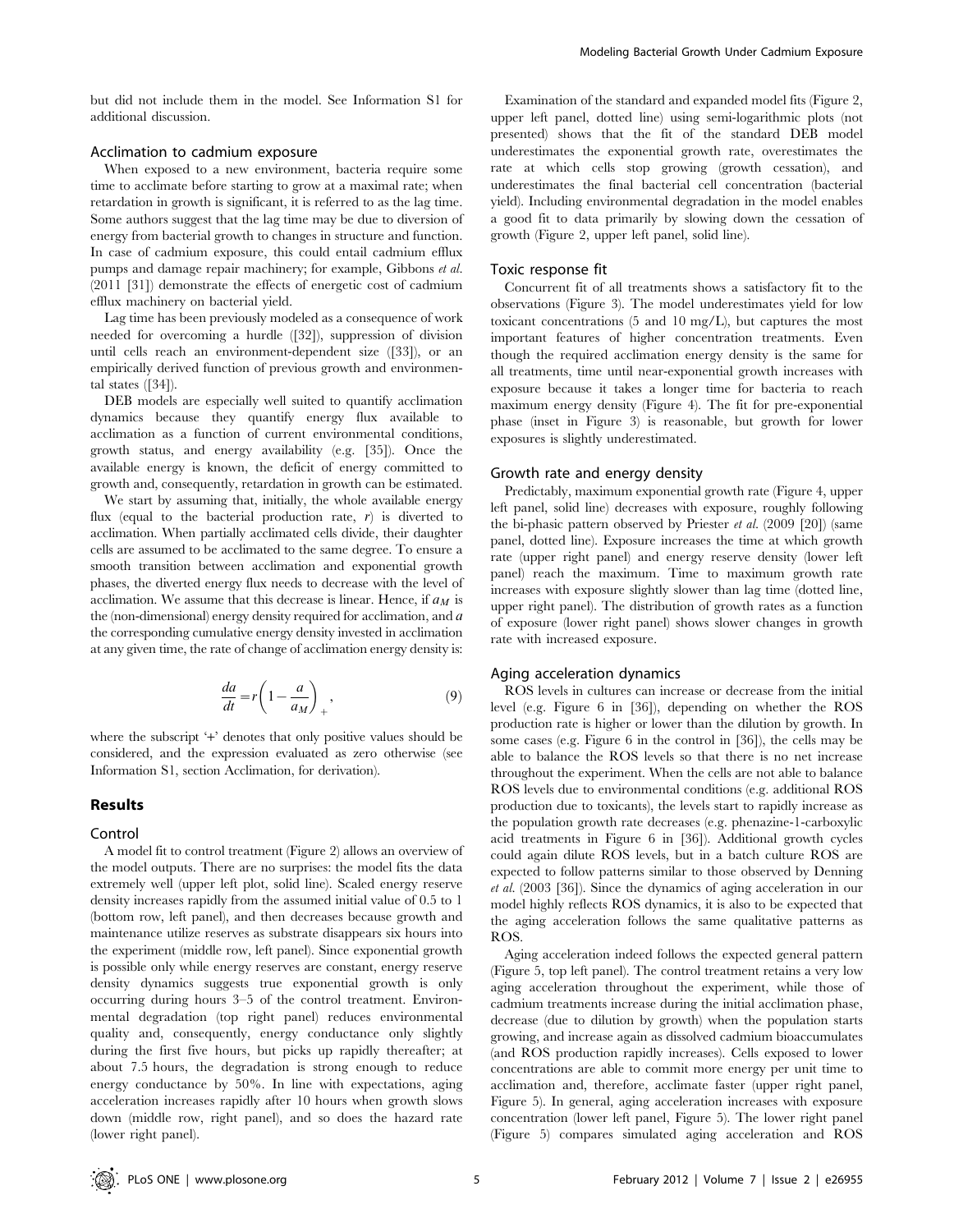but did not include them in the model. See Information S1 for additional discussion.

### Acclimation to cadmium exposure

When exposed to a new environment, bacteria require some time to acclimate before starting to grow at a maximal rate; when retardation in growth is significant, it is referred to as the lag time. Some authors suggest that the lag time may be due to diversion of energy from bacterial growth to changes in structure and function. In case of cadmium exposure, this could entail cadmium efflux pumps and damage repair machinery; for example, Gibbons *et al.* (2011 [31]) demonstrate the effects of energetic cost of cadmium efflux machinery on bacterial yield.

Lag time has been previously modeled as a consequence of work needed for overcoming a hurdle ([32]), suppression of division until cells reach an environment-dependent size ([33]), or an empirically derived function of previous growth and environmental states ([34]).

DEB models are especially well suited to quantify acclimation dynamics because they quantify energy flux available to acclimation as a function of current environmental conditions, growth status, and energy availability (e.g. [35]). Once the available energy is known, the deficit of energy committed to growth and, consequently, retardation in growth can be estimated.

We start by assuming that, initially, the whole available energy flux (equal to the bacterial production rate, $r$) is diverted to acclimation. When partially acclimated cells divide, their daughter cells are assumed to be acclimated to the same degree. To ensure a smooth transition between acclimation and exponential growth phases, the diverted energy flux needs to decrease with the level of acclimation. We assume that this decrease is linear. Hence, if $a_M$ is the (non-dimensional) energy density required for acclimation, and $a$ the corresponding cumulative energy density invested in acclimation at any given time, the rate of change of acclimation energy density is:

$$\frac{da}{dt} = r\left(1 - \frac{a}{a_M}\right)_+, \tag{9}$$

where the subscript '+' denotes that only positive values should be considered, and the expression evaluated as zero otherwise (see Information S1, section Acclimation, for derivation).

## Results

### Control

A model fit to control treatment (Figure 2) allows an overview of the model outputs. There are no surprises: the model fits the data extremely well (upper left plot, solid line). Scaled energy reserve density increases rapidly from the assumed initial value of 0.5 to 1 (bottom row, left panel), and then decreases because growth and maintenance utilize reserves as substrate disappears six hours into the experiment (middle row, left panel). Since exponential growth is possible only while energy reserves are constant, energy reserve density dynamics suggests true exponential growth is only occurring during hours 3–5 of the control treatment. Environmental degradation (top right panel) reduces environmental quality and, consequently, energy conductance only slightly during the first five hours, but picks up rapidly thereafter; at about 7.5 hours, the degradation is strong enough to reduce energy conductance by 50%. In line with expectations, aging acceleration increases rapidly after 10 hours when growth slows down (middle row, right panel), and so does the hazard rate (lower right panel).

Examination of the standard and expanded model fits (Figure 2, upper left panel, dotted line) using semi-logarithmic plots (not presented) shows that the fit of the standard DEB model underestimates the exponential growth rate, overestimates the rate at which cells stop growing (growth cessation), and underestimates the final bacterial cell concentration (bacterial yield). Including environmental degradation in the model enables a good fit to data primarily by slowing down the cessation of growth (Figure 2, upper left panel, solid line).

### Toxic response fit

Concurrent fit of all treatments shows a satisfactory fit to the observations (Figure 3). The model underestimates yield for low toxicant concentrations (5 and 10 mg/L), but captures the most important features of higher concentration treatments. Even though the required acclimation energy density is the same for all treatments, time until near-exponential growth increases with exposure because it takes a longer time for bacteria to reach maximum energy density (Figure 4). The fit for pre-exponential phase (inset in Figure 3) is reasonable, but growth for lower exposures is slightly underestimated.

### Growth rate and energy density

Predictably, maximum exponential growth rate (Figure 4, upper left panel, solid line) decreases with exposure, roughly following the bi-phasic pattern observed by Priester *et al.* (2009 [20]) (same panel, dotted line). Exposure increases the time at which growth rate (upper right panel) and energy reserve density (lower left panel) reach the maximum. Time to maximum growth rate increases with exposure slightly slower than lag time (dotted line, upper right panel). The distribution of growth rates as a function of exposure (lower right panel) shows slower changes in growth rate with increased exposure.

### Aging acceleration dynamics

ROS levels in cultures can increase or decrease from the initial level (e.g. Figure 6 in [36]), depending on whether the ROS production rate is higher or lower than the dilution by growth. In some cases (e.g. Figure 6 in the control in [36]), the cells may be able to balance the ROS levels so that there is no net increase throughout the experiment. When the cells are not able to balance ROS levels due to environmental conditions (e.g. additional ROS production due to toxicants), the levels start to rapidly increase as the population growth rate decreases (e.g. phenazine-1-carboxylic acid treatments in Figure 6 in [36]). Additional growth cycles could again dilute ROS levels, but in a batch culture ROS are expected to follow patterns similar to those observed by Denning *et al.* (2003 [36]). Since the dynamics of aging acceleration in our model highly reflects ROS dynamics, it is also to be expected that the aging acceleration follows the same qualitative patterns as ROS.

Aging acceleration indeed follows the expected general pattern (Figure 5, top left panel). The control treatment retains a very low aging acceleration throughout the experiment, while those of cadmium treatments increase during the initial acclimation phase, decrease (due to dilution by growth) when the population starts growing, and increase again as dissolved cadmium bioaccumulates (and ROS production rapidly increases). Cells exposed to lower concentrations are able to commit more energy per unit time to acclimation and, therefore, acclimate faster (upper right panel, Figure 5). In general, aging acceleration increases with exposure concentration (lower left panel, Figure 5). The lower right panel (Figure 5) compares simulated aging acceleration and ROS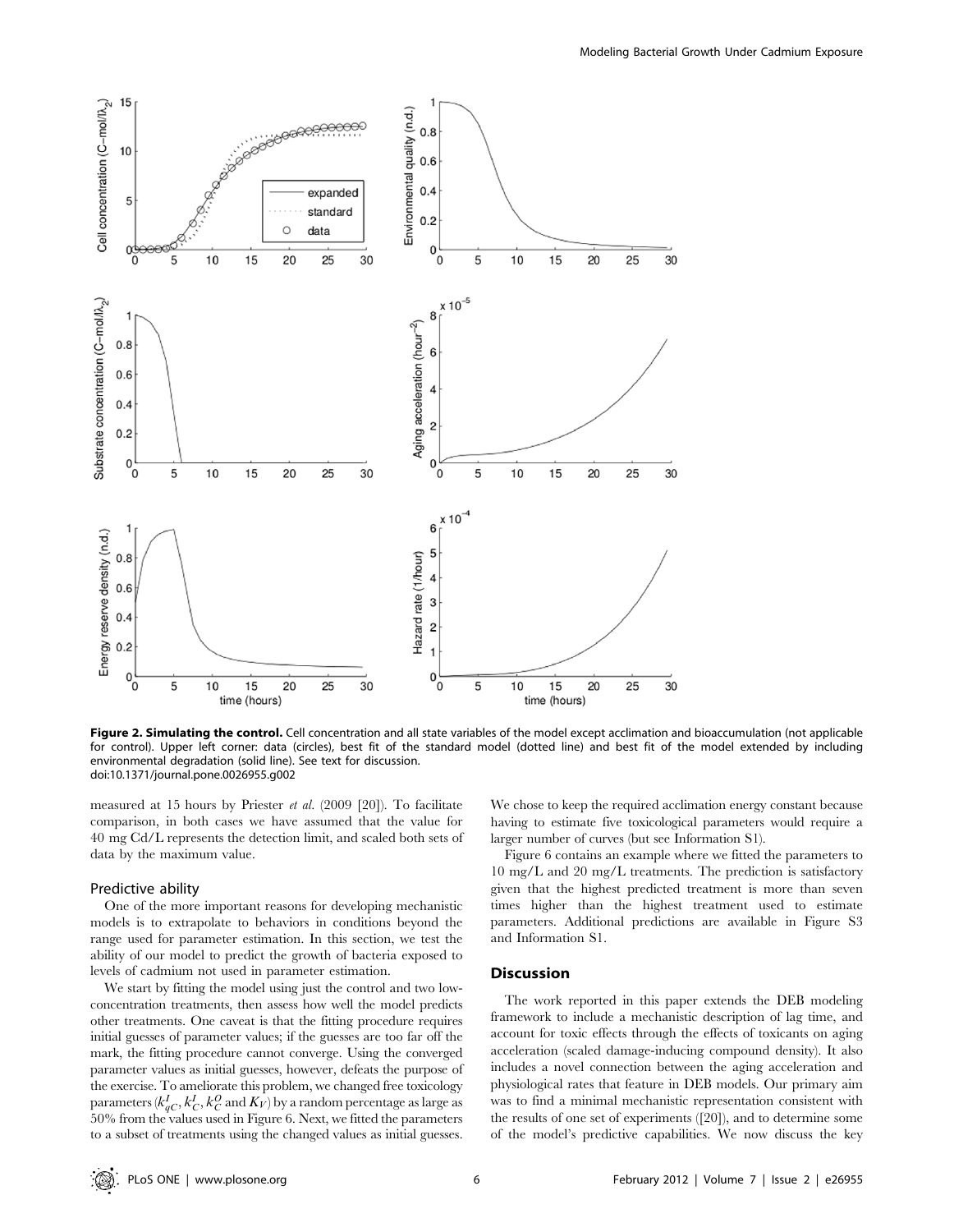**Figure 2. Simulating the control.** Cell concentration and all state variables of the model except acclimation and bioaccumulation (not applicable for control). Upper left corner: data (circles), best fit of the standard model (dotted line) and best fit of the model extended by including environmental degradation (solid line). See text for discussion.
doi:10.1371/journal.pone.0026955.g002

measured at 15 hours by Priester *et al.* (2009 [20]). To facilitate comparison, in both cases we have assumed that the value for 40 mg Cd/L represents the detection limit, and scaled both sets of data by the maximum value.

### Predictive ability

One of the more important reasons for developing mechanistic models is to extrapolate to behaviors in conditions beyond the range used for parameter estimation. In this section, we test the ability of our model to predict the growth of bacteria exposed to levels of cadmium not used in parameter estimation.

We start by fitting the model using just the control and two low-concentration treatments, then assess how well the model predicts other treatments. One caveat is that the fitting procedure requires initial guesses of parameter values; if the guesses are too far off the mark, the fitting procedure cannot converge. Using the converged parameter values as initial guesses, however, defeats the purpose of the exercise. To ameliorate this problem, we changed free toxicology parameters ($k^I_{qC}, k^I_C, k^O_C$ and $K_V$) by a random percentage as large as 50% from the values used in Figure 6. Next, we fitted the parameters to a subset of treatments using the changed values as initial guesses. We chose to keep the required acclimation energy constant because having to estimate five toxicological parameters would require a larger number of curves (but see Information S1).

Figure 6 contains an example where we fitted the parameters to 10 mg/L and 20 mg/L treatments. The prediction is satisfactory given that the highest predicted treatment is more than seven times higher than the highest treatment used to estimate parameters. Additional predictions are available in Figure S3 and Information S1.

## Discussion

The work reported in this paper extends the DEB modeling framework to include a mechanistic description of lag time, and account for toxic effects through the effects of toxicants on aging acceleration (scaled damage-inducing compound density). It also includes a novel connection between the aging acceleration and physiological rates that feature in DEB models. Our primary aim was to find a minimal mechanistic representation consistent with the results of one set of experiments ([20]), and to determine some of the model's predictive capabilities. We now discuss the key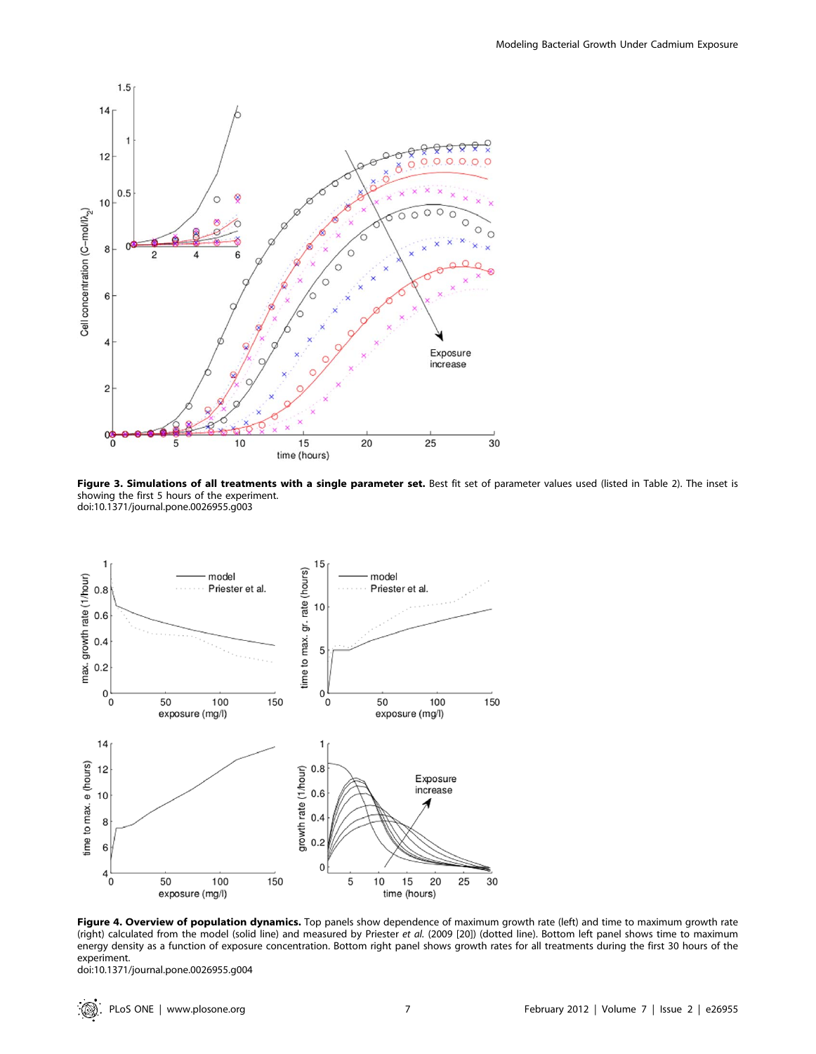**Figure 3. Simulations of all treatments with a single parameter set.** Best fit set of parameter values used (listed in Table 2). The inset is showing the first 5 hours of the experiment.
doi:10.1371/journal.pone.0026955.g003

**Figure 4. Overview of population dynamics.** Top panels show dependence of maximum growth rate (left) and time to maximum growth rate (right) calculated from the model (solid line) and measured by Priester *et al.* (2009 [20]) (dotted line). Bottom left panel shows time to maximum energy density as a function of exposure concentration. Bottom right panel shows growth rates for all treatments during the first 30 hours of the experiment.
doi:10.1371/journal.pone.0026955.g004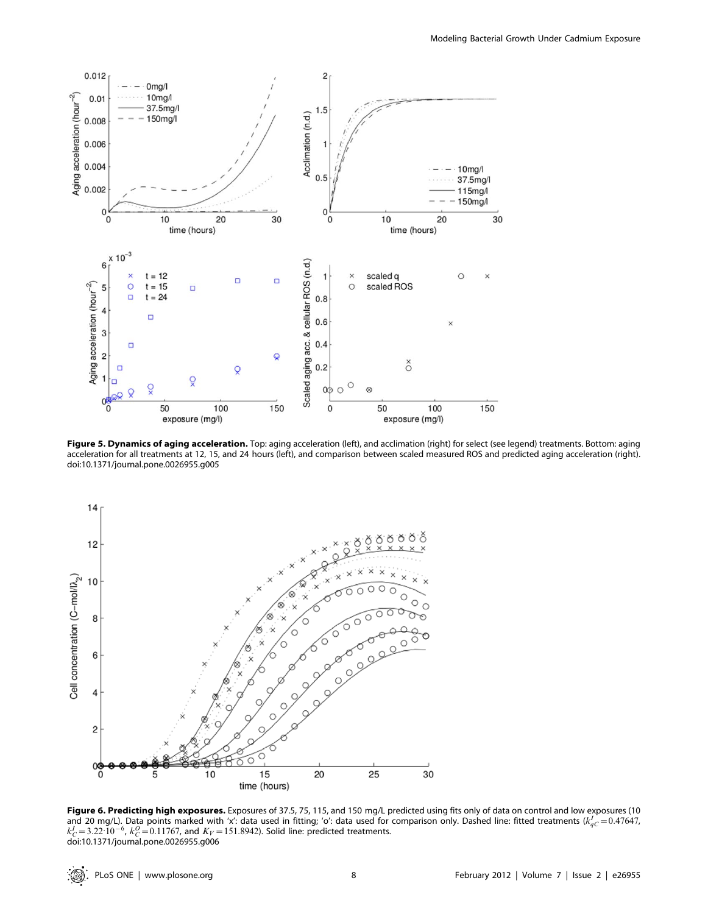**Figure 5. Dynamics of aging acceleration.** Top: aging acceleration (left), and acclimation (right) for select (see legend) treatments. Bottom: aging acceleration for all treatments at 12, 15, and 24 hours (left), and comparison between scaled measured ROS and predicted aging acceleration (right).
doi:10.1371/journal.pone.0026955.g005

**Figure 6. Predicting high exposures.** Exposures of 37.5, 75, 115, and 150 mg/L predicted using fits only of data on control and low exposures (10 and 20 mg/L). Data points marked with 'x': data used in fitting; 'o': data used for comparison only. Dashed line: fitted treatments ($k_{gC}^{I}=0.47647$, $k_{C}^{I}=3.22{\cdot}10^{-6}$, $k_{C}^{O}=0.11767$, and $K_{V}=151.8942$). Solid line: predicted treatments.
doi:10.1371/journal.pone.0026955.g006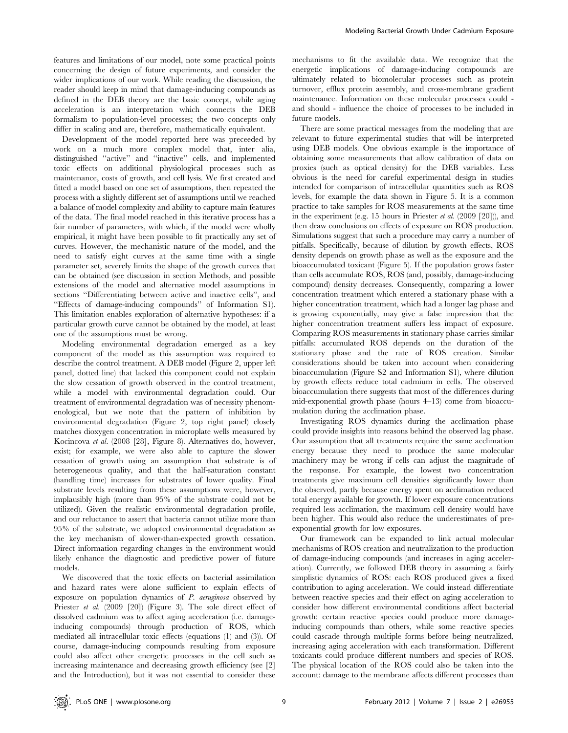features and limitations of our model, note some practical points concerning the design of future experiments, and consider the wider implications of our work. While reading the discussion, the reader should keep in mind that damage-inducing compounds as defined in the DEB theory are the basic concept, while aging acceleration is an interpretation which connects the DEB formalism to population-level processes; the two concepts only differ in scaling and are, therefore, mathematically equivalent.

Development of the model reported here was preceeded by work on a much more complex model that, inter alia, distinguished "active" and "inactive" cells, and implemented toxic effects on additional physiological processes such as maintenance, costs of growth, and cell lysis. We first created and fitted a model based on one set of assumptions, then repeated the process with a slightly different set of assumptions until we reached a balance of model complexity and ability to capture main features of the data. The final model reached in this iterative process has a fair number of parameters, with which, if the model were wholly empirical, it might have been possible to fit practically any set of curves. However, the mechanistic nature of the model, and the need to satisfy eight curves at the same time with a single parameter set, severely limits the shape of the growth curves that can be obtained (see discussion in section Methods, and possible extensions of the model and alternative model assumptions in sections "Differentiating between active and inactive cells", and "Effects of damage-inducing compounds" of Information S1). This limitation enables exploration of alternative hypotheses: if a particular growth curve cannot be obtained by the model, at least one of the assumptions must be wrong.

Modeling environmental degradation emerged as a key component of the model as this assumption was required to describe the control treatment. A DEB model (Figure 2, upper left panel, dotted line) that lacked this component could not explain the slow cessation of growth observed in the control treatment, while a model with environmental degradation could. Our treatment of environmental degradation was of necessity phenomenological, but we note that the pattern of inhibition by environmental degradation (Figure 2, top right panel) closely matches dioxygen concentration in microplate wells measured by Kocincova *et al.* (2008 [28], Figure 8). Alternatives do, however, exist; for example, we were also able to capture the slower cessation of growth using an assumption that substrate is of heterogeneous quality, and that the half-saturation constant (handling time) increases for substrates of lower quality. Final substrate levels resulting from these assumptions were, however, implausibly high (more than 95% of the substrate could not be utilized). Given the realistic environmental degradation profile, and our reluctance to assert that bacteria cannot utilize more than 95% of the substrate, we adopted environmental degradation as the key mechanism of slower-than-expected growth cessation. Direct information regarding changes in the environment would likely enhance the diagnostic and predictive power of future models.

We discovered that the toxic effects on bacterial assimilation and hazard rates were alone sufficient to explain effects of exposure on population dynamics of *P. aeruginosa* observed by Priester *et al.* (2009 [20]) (Figure 3). The sole direct effect of dissolved cadmium was to affect aging acceleration (i.e. damage-inducing compounds) through production of ROS, which mediated all intracellular toxic effects (equations (1) and (3)). Of course, damage-inducing compounds resulting from exposure could also affect other energetic processes in the cell such as increasing maintenance and decreasing growth efficiency (see [2] and the Introduction), but it was not essential to consider these mechanisms to fit the available data. We recognize that the energetic implications of damage-inducing compounds are ultimately related to biomolecular processes such as protein turnover, efflux protein assembly, and cross-membrane gradient maintenance. Information on these molecular processes could - and should - influence the choice of processes to be included in future models.

There are some practical messages from the modeling that are relevant to future experimental studies that will be interpreted using DEB models. One obvious example is the importance of obtaining some measurements that allow calibration of data on proxies (such as optical density) for the DEB variables. Less obvious is the need for careful experimental design in studies intended for comparison of intracellular quantities such as ROS levels, for example the data shown in Figure 5. It is a common practice to take samples for ROS measurements at the same time in the experiment (e.g. 15 hours in Priester *et al.* (2009 [20])), and then draw conclusions on effects of exposure on ROS production. Simulations suggest that such a procedure may carry a number of pitfalls. Specifically, because of dilution by growth effects, ROS density depends on growth phase as well as the exposure and the bioaccumulated toxicant (Figure 5). If the population grows faster than cells accumulate ROS, ROS (and, possibly, damage-inducing compound) density decreases. Consequently, comparing a lower concentration treatment which entered a stationary phase with a higher concentration treatment, which had a longer lag phase and is growing exponentially, may give a false impression that the higher concentration treatment suffers less impact of exposure. Comparing ROS measurements in stationary phase carries similar pitfalls: accumulated ROS depends on the duration of the stationary phase and the rate of ROS creation. Similar considerations should be taken into account when considering bioaccumulation (Figure S2 and Information S1), where dilution by growth effects reduce total cadmium in cells. The observed bioaccumulation there suggests that most of the differences during mid-exponential growth phase (hours 4–13) come from bioaccumulation during the acclimation phase.

Investigating ROS dynamics during the acclimation phase could provide insights into reasons behind the observed lag phase. Our assumption that all treatments require the same acclimation energy because they need to produce the same molecular machinery may be wrong if cells can adjust the magnitude of the response. For example, the lowest two concentration treatments give maximum cell densities significantly lower than the observed, partly because energy spent on acclimation reduced total energy available for growth. If lower exposure concentrations required less acclimation, the maximum cell density would have been higher. This would also reduce the underestimates of pre-exponential growth for low exposures.

Our framework can be expanded to link actual molecular mechanisms of ROS creation and neutralization to the production of damage-inducing compounds (and increases in aging acceleration). Currently, we followed DEB theory in assuming a fairly simplistic dynamics of ROS: each ROS produced gives a fixed contribution to aging acceleration. We could instead differentiate between reactive species and their effect on aging acceleration to consider how different environmental conditions affect bacterial growth: certain reactive species could produce more damage-inducing compounds than others, while some reactive species could cascade through multiple forms before being neutralized, increasing aging acceleration with each transformation. Different toxicants could produce different numbers and species of ROS. The physical location of the ROS could also be taken into the account: damage to the membrane affects different processes than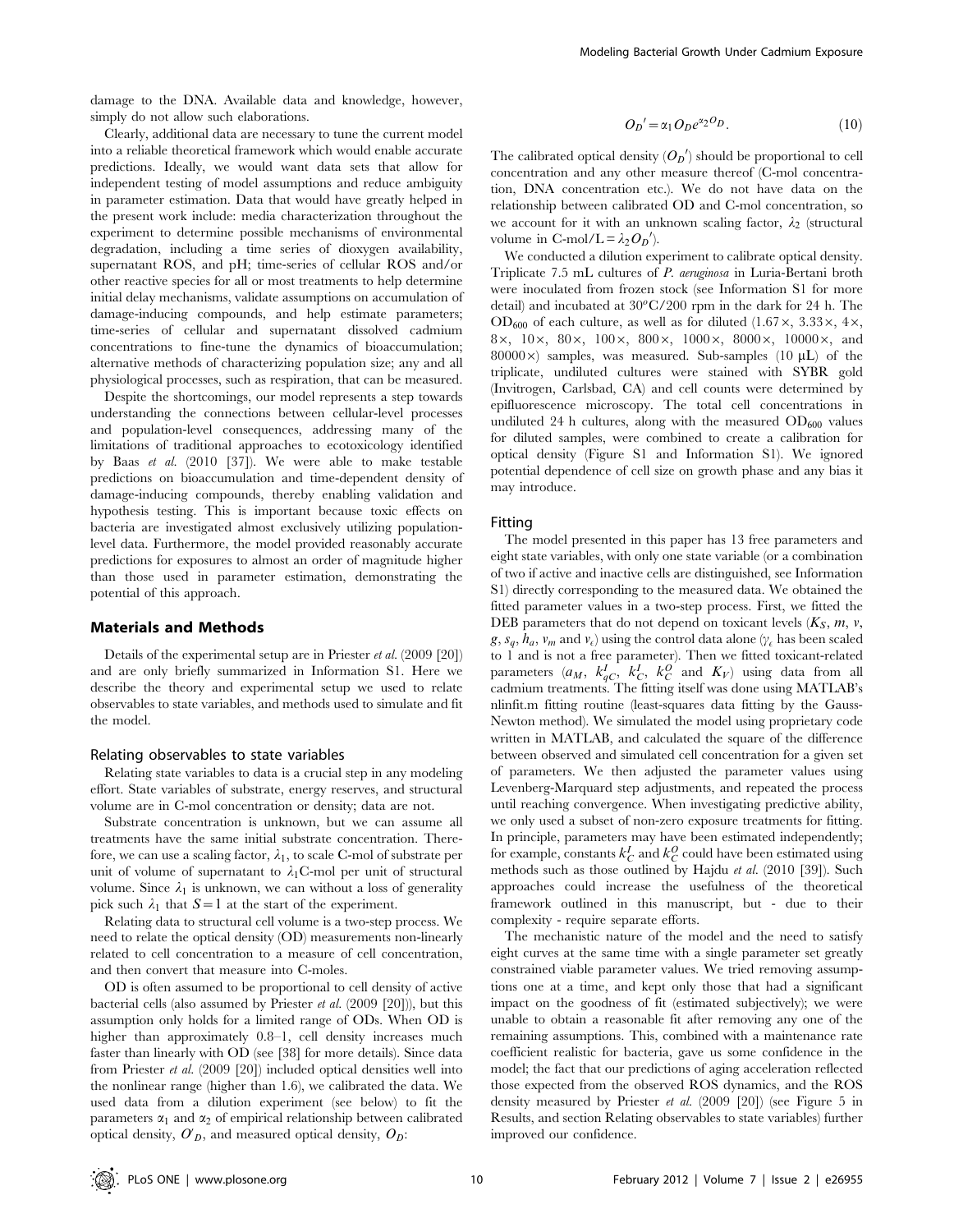damage to the DNA. Available data and knowledge, however, simply do not allow such elaborations.

Clearly, additional data are necessary to tune the current model into a reliable theoretical framework which would enable accurate predictions. Ideally, we would want data sets that allow for independent testing of model assumptions and reduce ambiguity in parameter estimation. Data that would have greatly helped in the present work include: media characterization throughout the experiment to determine possible mechanisms of environmental degradation, including a time series of dioxygen availability, supernatant ROS, and pH; time-series of cellular ROS and/or other reactive species for all or most treatments to help determine initial delay mechanisms, validate assumptions on accumulation of damage-inducing compounds, and help estimate parameters; time-series of cellular and supernatant dissolved cadmium concentrations to fine-tune the dynamics of bioaccumulation; alternative methods of characterizing population size; any and all physiological processes, such as respiration, that can be measured.

Despite the shortcomings, our model represents a step towards understanding the connections between cellular-level processes and population-level consequences, addressing many of the limitations of traditional approaches to ecotoxicology identified by Baas *et al.* (2010 [37]). We were able to make testable predictions on bioaccumulation and time-dependent density of damage-inducing compounds, thereby enabling validation and hypothesis testing. This is important because toxic effects on bacteria are investigated almost exclusively utilizing population-level data. Furthermore, the model provided reasonably accurate predictions for exposures to almost an order of magnitude higher than those used in parameter estimation, demonstrating the potential of this approach.

## Materials and Methods

Details of the experimental setup are in Priester *et al.* (2009 [20]) and are only briefly summarized in Information S1. Here we describe the theory and experimental setup we used to relate observables to state variables, and methods used to simulate and fit the model.

### Relating observables to state variables

Relating state variables to data is a crucial step in any modeling effort. State variables of substrate, energy reserves, and structural volume are in C-mol concentration or density; data are not.

Substrate concentration is unknown, but we can assume all treatments have the same initial substrate concentration. Therefore, we can use a scaling factor, $\lambda_1$, to scale C-mol of substrate per unit of volume of supernatant to $\lambda_1$C-mol per unit of structural volume. Since $\lambda_1$ is unknown, we can without a loss of generality pick such $\lambda_1$ that $S=1$ at the start of the experiment.

Relating data to structural cell volume is a two-step process. We need to relate the optical density (OD) measurements non-linearly related to cell concentration to a measure of cell concentration, and then convert that measure into C-moles.

OD is often assumed to be proportional to cell density of active bacterial cells (also assumed by Priester *et al.* (2009 [20])), but this assumption only holds for a limited range of ODs. When OD is higher than approximately 0.8–1, cell density increases much faster than linearly with OD (see [38] for more details). Since data from Priester *et al.* (2009 [20]) included optical densities well into the nonlinear range (higher than 1.6), we calibrated the data. We used data from a dilution experiment (see below) to fit the parameters $\alpha_1$ and $\alpha_2$ of empirical relationship between calibrated optical density, $O'_D$, and measured optical density, $O_D$:

$$O_D' = \alpha_1 O_D e^{\alpha_2 O_D}. \tag{10}$$

The calibrated optical density ($O_D'$) should be proportional to cell concentration and any other measure thereof (C-mol concentration, DNA concentration etc.). We do not have data on the relationship between calibrated OD and C-mol concentration, so we account for it with an unknown scaling factor, $\lambda_2$ (structural volume in C-mol/L $= \lambda_2 O_D'$).

We conducted a dilution experiment to calibrate optical density. Triplicate 7.5 mL cultures of *P. aeruginosa* in Luria-Bertani broth were inoculated from frozen stock (see Information S1 for more detail) and incubated at 30°C/200 rpm in the dark for 24 h. The $OD_{600}$ of each culture, as well as for diluted (1.67×, 3.33×, 4×, 8×, 10×, 80×, 100×, 800×, 1000×, 8000×, 10000×, and 80000×) samples, was measured. Sub-samples (10 µL) of the triplicate, undiluted cultures were stained with SYBR gold (Invitrogen, Carlsbad, CA) and cell counts were determined by epifluorescence microscopy. The total cell concentrations in undiluted 24 h cultures, along with the measured $OD_{600}$ values for diluted samples, were combined to create a calibration for optical density (Figure S1 and Information S1). We ignored potential dependence of cell size on growth phase and any bias it may introduce.

### Fitting

The model presented in this paper has 13 free parameters and eight state variables, with only one state variable (or a combination of two if active and inactive cells are distinguished, see Information S1) directly corresponding to the measured data. We obtained the fitted parameter values in a two-step process. First, we fitted the DEB parameters that do not depend on toxicant levels ($K_S$, $m$, $v$, $g$, $s_q$, $h_a$, $v_m$ and $v_\epsilon$) using the control data alone ($\gamma_\epsilon$ has been scaled to 1 and is not a free parameter). Then we fitted toxicant-related parameters ($a_M$, $k^I_{qC}$, $k^I_C$, $k^O_C$ and $K_V$) using data from all cadmium treatments. The fitting itself was done using MATLAB's nlinfit.m fitting routine (least-squares data fitting by the Gauss-Newton method). We simulated the model using proprietary code written in MATLAB, and calculated the square of the difference between observed and simulated cell concentration for a given set of parameters. We then adjusted the parameter values using Levenberg-Marquard step adjustments, and repeated the process until reaching convergence. When investigating predictive ability, we only used a subset of non-zero exposure treatments for fitting. In principle, parameters may have been estimated independently; for example, constants $k^I_C$ and $k^O_C$ could have been estimated using methods such as those outlined by Hajdu *et al.* (2010 [39]). Such approaches could increase the usefulness of the theoretical framework outlined in this manuscript, but - due to their complexity - require separate efforts.

The mechanistic nature of the model and the need to satisfy eight curves at the same time with a single parameter set greatly constrained viable parameter values. We tried removing assumptions one at a time, and kept only those that had a significant impact on the goodness of fit (estimated subjectively); we were unable to obtain a reasonable fit after removing any one of the remaining assumptions. This, combined with a maintenance rate coefficient realistic for bacteria, gave us some confidence in the model; the fact that our predictions of aging acceleration reflected those expected from the observed ROS dynamics, and the ROS density measured by Priester *et al.* (2009 [20]) (see Figure 5 in Results, and section Relating observables to state variables) further improved our confidence.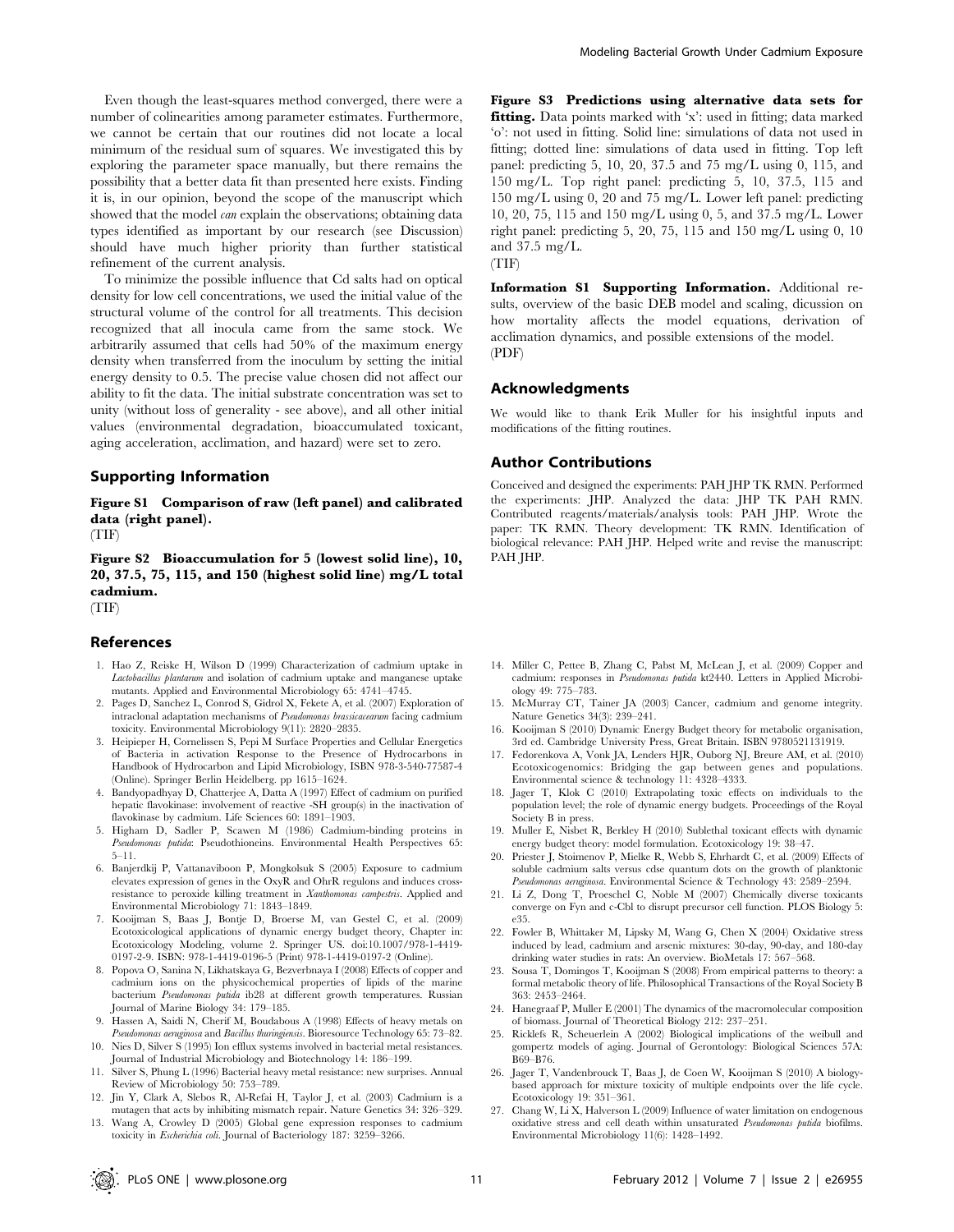Even though the least-squares method converged, there were a number of colinearities among parameter estimates. Furthermore, we cannot be certain that our routines did not locate a local minimum of the residual sum of squares. We investigated this by exploring the parameter space manually, but there remains the possibility that a better data fit than presented here exists. Finding it is, in our opinion, beyond the scope of the manuscript which showed that the model *can* explain the observations; obtaining data types identified as important by our research (see Discussion) should have much higher priority than further statistical refinement of the current analysis.

To minimize the possible influence that Cd salts had on optical density for low cell concentrations, we used the initial value of the structural volume of the control for all treatments. This decision recognized that all inocula came from the same stock. We arbitrarily assumed that cells had 50% of the maximum energy density when transferred from the inoculum by setting the initial energy density to 0.5. The precise value chosen did not affect our ability to fit the data. The initial substrate concentration was set to unity (without loss of generality - see above), and all other initial values (environmental degradation, bioaccumulated toxicant, aging acceleration, acclimation, and hazard) were set to zero.

## Supporting Information

**Figure S1 Comparison of raw (left panel) and calibrated data (right panel).**
(TIF)

**Figure S2 Bioaccumulation for 5 (lowest solid line), 10, 20, 37.5, 75, 115, and 150 (highest solid line) mg/L total cadmium.**
(TIF)

**Figure S3 Predictions using alternative data sets for fitting.** Data points marked with 'x': used in fitting; data marked 'o': not used in fitting. Solid line: simulations of data not used in fitting; dotted line: simulations of data used in fitting. Top left panel: predicting 5, 10, 20, 37.5 and 75 mg/L using 0, 115, and 150 mg/L. Top right panel: predicting 5, 10, 37.5, 115 and 150 mg/L using 0, 20 and 75 mg/L. Lower left panel: predicting 10, 20, 75, 115 and 150 mg/L using 0, 5, and 37.5 mg/L. Lower right panel: predicting 5, 20, 75, 115 and 150 mg/L using 0, 10 and 37.5 mg/L.
(TIF)

**Information S1 Supporting Information.** Additional results, overview of the basic DEB model and scaling, dicussion on how mortality affects the model equations, derivation of acclimation dynamics, and possible extensions of the model.
(PDF)

## Acknowledgments

We would like to thank Erik Muller for his insightful inputs and modifications of the fitting routines.

## Author Contributions

Conceived and designed the experiments: PAH JHP TK RMN. Performed the experiments: JHP. Analyzed the data: JHP TK PAH RMN. Contributed reagents/materials/analysis tools: PAH JHP. Wrote the paper: TK RMN. Theory development: TK RMN. Identification of biological relevance: PAH JHP. Helped write and revise the manuscript: PAH JHP.

## References

1. Hao Z, Reiske H, Wilson D (1999) Characterization of cadmium uptake in *Lactobacillus plantarum* and isolation of cadmium uptake and manganese uptake mutants. Applied and Environmental Microbiology 65: 4741–4745.
2. Pages D, Sanchez L, Conrod S, Gidrol X, Fekete A, et al. (2007) Exploration of intraclonal adaptation mechanisms of *Pseudomonas brassicacearum* facing cadmium toxicity. Environmental Microbiology 9(11): 2820–2835.
3. Heipieper H, Cornelissen S, Pepi M Surface Properties and Cellular Energetics of Bacteria in activation Response to the Presence of Hydrocarbons in Handbook of Hydrocarbon and Lipid Microbiology, ISBN 978-3-540-77587-4 (Online). Springer Berlin Heidelberg. pp 1615–1624.
4. Bandyopadhyay D, Chatterjee A, Datta A (1997) Effect of cadmium on purified hepatic flavokinase: involvement of reactive -SH group(s) in the inactivation of flavokinase by cadmium. Life Sciences 60: 1891–1903.
5. Higham D, Sadler P, Scawen M (1986) Cadmium-binding proteins in *Pseudomonas putida*: Pseudothioneins. Environmental Health Perspectives 65: 5–11.
6. Banjerdkij P, Vattanaviboon P, Mongkolsuk S (2005) Exposure to cadmium elevates expression of genes in the OxyR and OhrR regulons and induces cross-resistance to peroxide killing treatment in *Xanthomonas campestris*. Applied and Environmental Microbiology 71: 1843–1849.
7. Kooijman S, Baas J, Bontje D, Broerse M, van Gestel C, et al. (2009) Ecotoxicological applications of dynamic energy budget theory, Chapter in: Ecotoxicology Modeling, volume 2. Springer US. doi:10.1007/978-1-4419-0197-2-9. ISBN: 978-1-4419-0196-5 (Print) 978-1-4419-0197-2 (Online).
8. Popova O, Sanina N, Likhatskaya G, Bezverbnaya I (2008) Effects of copper and cadmium ions on the physicochemical properties of lipids of the marine bacterium *Pseudomonas putida* ib28 at different growth temperatures. Russian Journal of Marine Biology 34: 179–185.
9. Hassen A, Saidi N, Cherif M, Boudabous A (1998) Effects of heavy metals on *Pseudomonas aeruginosa* and *Bacillus thuringiensis*. Bioresource Technology 65: 73–82.
10. Nies D, Silver S (1995) Ion efflux systems involved in bacterial metal resistances. Journal of Industrial Microbiology and Biotechnology 14: 186–199.
11. Silver S, Phung L (1996) Bacterial heavy metal resistance: new surprises. Annual Review of Microbiology 50: 753–789.
12. Jin Y, Clark A, Slebos R, Al-Refai H, Taylor J, et al. (2003) Cadmium is a mutagen that acts by inhibiting mismatch repair. Nature Genetics 34: 326–329.
13. Wang A, Crowley D (2005) Global gene expression responses to cadmium toxicity in *Escherichia coli*. Journal of Bacteriology 187: 3259–3266.
14. Miller C, Pettee B, Zhang C, Pabst M, McLean J, et al. (2009) Copper and cadmium: responses in *Pseudomonas putida* kt2440. Letters in Applied Microbiology 49: 775–783.
15. McMurray CT, Tainer JA (2003) Cancer, cadmium and genome integrity. Nature Genetics 34(3): 239–241.
16. Kooijman S (2010) Dynamic Energy Budget theory for metabolic organisation, 3rd ed. Cambridge University Press, Great Britain. ISBN 9780521131919.
17. Fedorenkova A, Vonk JA, Lenders HJR, Ouborg NJ, Breure AM, et al. (2010) Ecotoxicogenomics: Bridging the gap between genes and populations. Environmental science & technology 11: 4328–4333.
18. Jager T, Klok C (2010) Extrapolating toxic effects on individuals to the population level; the role of dynamic energy budgets. Proceedings of the Royal Society B in press.
19. Muller E, Nisbet R, Berkley H (2010) Sublethal toxicant effects with dynamic energy budget theory: model formulation. Ecotoxicology 19: 38–47.
20. Priester J, Stoimenov P, Mielke R, Webb S, Ehrhardt C, et al. (2009) Effects of soluble cadmium salts versus cdse quantum dots on the growth of planktonic *Pseudomonas aeruginosa*. Environmental Science & Technology 43: 2589–2594.
21. Li Z, Dong T, Proeschel C, Noble M (2007) Chemically diverse toxicants converge on Fyn and c-Cbl to disrupt precursor cell function. PLOS Biology 5: e35.
22. Fowler B, Whittaker M, Lipsky M, Wang G, Chen X (2004) Oxidative stress induced by lead, cadmium and arsenic mixtures: 30-day, 90-day, and 180-day drinking water studies in rats: An overview. BioMetals 17: 567–568.
23. Sousa T, Domingos T, Kooijman S (2008) From empirical patterns to theory: a formal metabolic theory of life. Philosophical Transactions of the Royal Society B 363: 2453–2464.
24. Hanegraaf P, Muller E (2001) The dynamics of the macromolecular composition of biomass. Journal of Theoretical Biology 212: 237–251.
25. Ricklefs R, Scheuerlein A (2002) Biological implications of the weibull and gompertz models of aging. Journal of Gerontology: Biological Sciences 57A: B69–B76.
26. Jager T, Vandenbrouck T, Baas J, de Coen W, Kooijman S (2010) A biology-based approach for mixture toxicity of multiple endpoints over the life cycle. Ecotoxicology 19: 351–361.
27. Chang W, Li X, Halverson L (2009) Influence of water limitation on endogenous oxidative stress and cell death within unsaturated *Pseudomonas putida* biofilms. Environmental Microbiology 11(6): 1428–1492.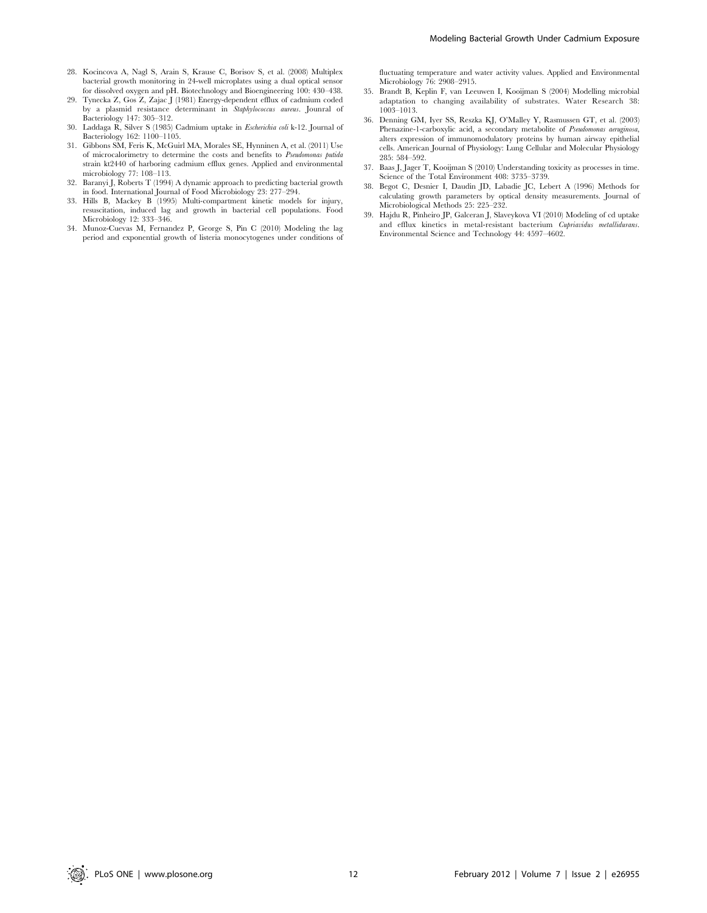28. Kocincova A, Nagl S, Arain S, Krause C, Borisov S, et al. (2008) Multiplex bacterial growth monitoring in 24-well microplates using a dual optical sensor for dissolved oxygen and pH. Biotechnology and Bioengineering 100: 430–438.
29. Tynecka Z, Gos Z, Zajac J (1981) Energy-dependent efflux of cadmium coded by a plasmid resistance determinant in *Staphylococcus aureus*. Jounral of Bacteriology 147: 305–312.
30. Laddaga R, Silver S (1985) Cadmium uptake in *Escherichia coli* k-12. Journal of Bacteriology 162: 1100–1105.
31. Gibbons SM, Feris K, McGuirl MA, Morales SE, Hynninen A, et al. (2011) Use of microcalorimetry to determine the costs and benefits to *Pseudomonas putida* strain kt2440 of harboring cadmium efflux genes. Applied and environmental microbiology 77: 108–113.
32. Baranyi J, Roberts T (1994) A dynamic approach to predicting bacterial growth in food. International Journal of Food Microbiology 23: 277–294.
33. Hills B, Mackey B (1995) Multi-compartment kinetic models for injury, resuscitation, induced lag and growth in bacterial cell populations. Food Microbiology 12: 333–346.
34. Munoz-Cuevas M, Fernandez P, George S, Pin C (2010) Modeling the lag period and exponential growth of listeria monocytogenes under conditions of fluctuating temperature and water activity values. Applied and Environmental Microbiology 76: 2908–2915.
35. Brandt B, Keplin F, van Leeuwen I, Kooijman S (2004) Modelling microbial adaptation to changing availability of substrates. Water Research 38: 1003–1013.
36. Denning GM, Iyer SS, Reszka KJ, O'Malley Y, Rasmussen GT, et al. (2003) Phenazine-1-carboxylic acid, a secondary metabolite of *Pseudomonas aeruginosa*, alters expression of immunomodulatory proteins by human airway epithelial cells. American Journal of Physiology: Lung Cellular and Molecular Physiology 285: 584–592.
37. Baas J, Jager T, Kooijman S (2010) Understanding toxicity as processes in time. Science of the Total Environment 408: 3735–3739.
38. Begot C, Desnier I, Daudin JD, Labadie JC, Lebert A (1996) Methods for calculating growth parameters by optical density measurements. Journal of Microbiological Methods 25: 225–232.
39. Hajdu R, Pinheiro JP, Galceran J, Slaveykova VI (2010) Modeling of cd uptake and efflux kinetics in metal-resistant bacterium *Cupriavidus metallidurans*. Environmental Science and Technology 44: 4597–4602.